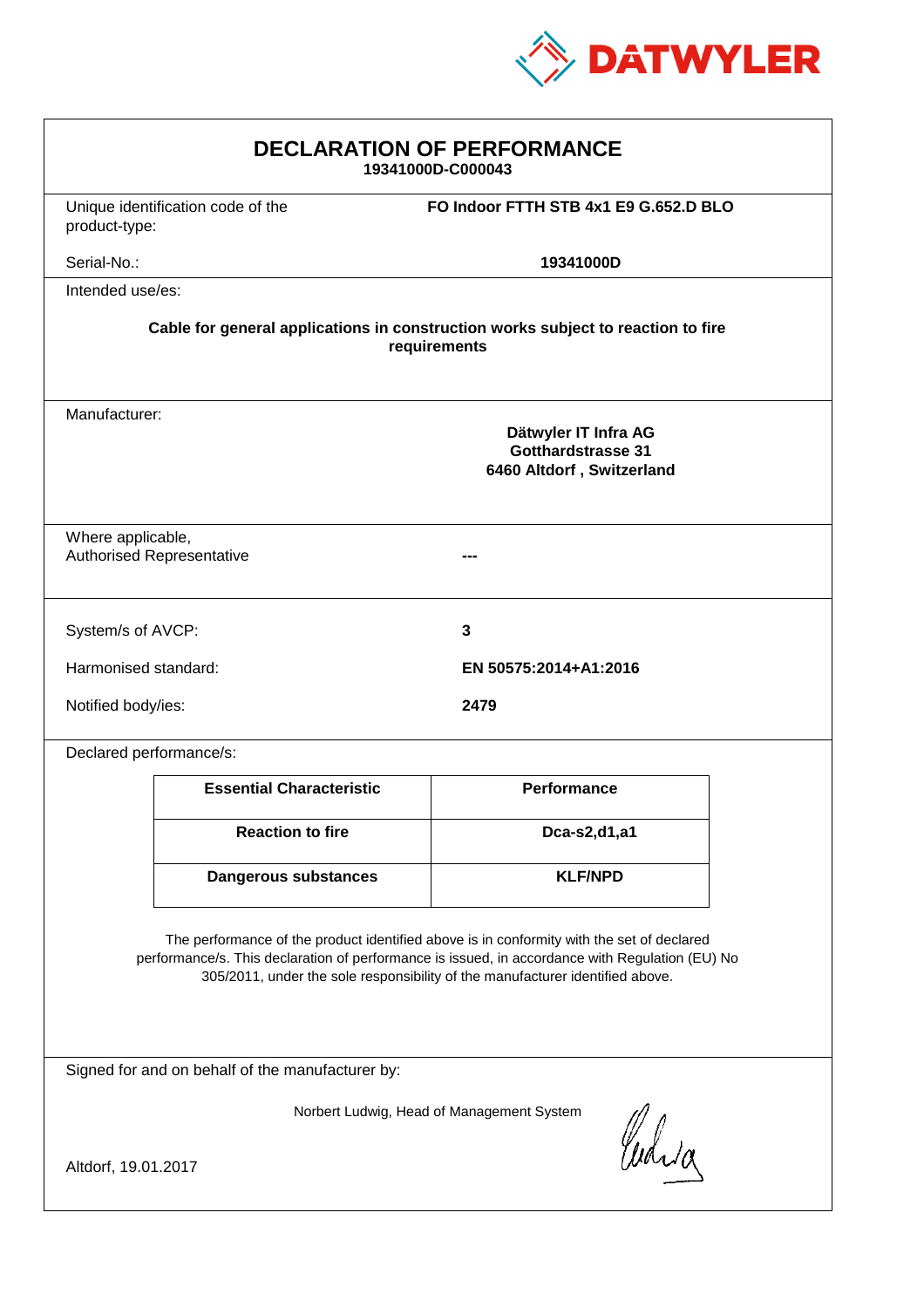DATWYLER

# DECLARATION OF PERFORMANCE

**19341000D-C000043**

| | |
|---|---|
| Unique identification code of the product-type: | **FO Indoor FTTH STB 4x1 E9 G.652.D BLO** |
| Serial-No.: | **19341000D** |

Intended use/es:

**Cable for general applications in construction works subject to reaction to fire requirements**

Manufacturer:

**Dätwyler IT Infra AG**
**Gotthardstrasse 31**
**6460 Altdorf , Switzerland**

| | |
|---|---|
| Where applicable, Authorised Representative | **---** |

| | |
|---|---|
| System/s of AVCP: | **3** |
| Harmonised standard: | **EN 50575:2014+A1:2016** |
| Notified body/ies: | **2479** |

Declared performance/s:

| Essential Characteristic | Performance |
|---|---|
| **Reaction to fire** | **Dca-s2,d1,a1** |
| **Dangerous substances** | **KLF/NPD** |

The performance of the product identified above is in conformity with the set of declared performance/s. This declaration of performance is issued, in accordance with Regulation (EU) No 305/2011, under the sole responsibility of the manufacturer identified above.

Signed for and on behalf of the manufacturer by:

Norbert Ludwig, Head of Management System

Altdorf, 19.01.2017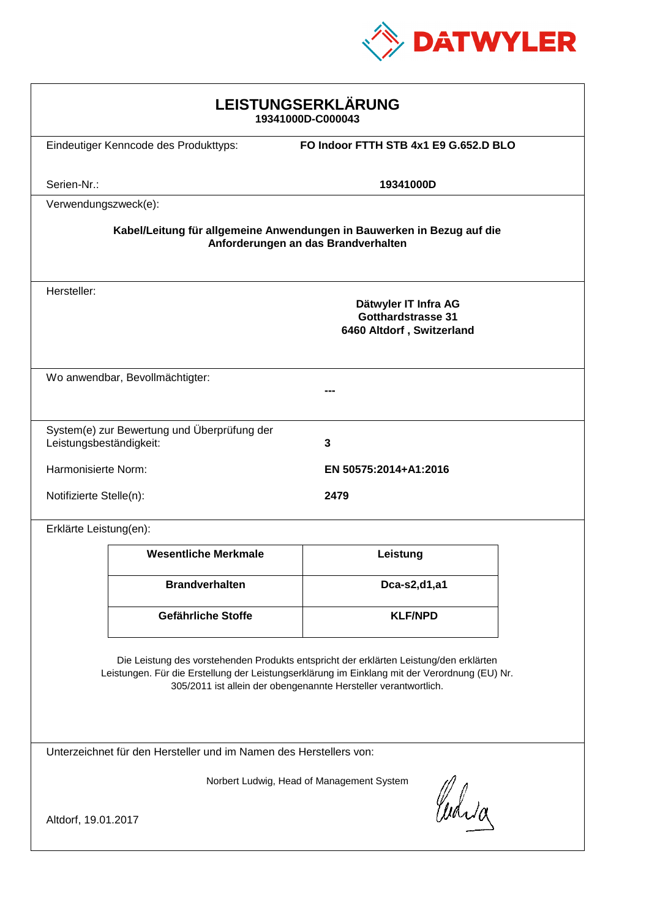DATWYLER

# LEISTUNGSERKLÄRUNG

**19341000D-C000043**

Eindeutiger Kenncode des Produkttyps: **FO Indoor FTTH STB 4x1 E9 G.652.D BLO**

Serien-Nr.: **19341000D**

Verwendungszweck(e):

**Kabel/Leitung für allgemeine Anwendungen in Bauwerken in Bezug auf die Anforderungen an das Brandverhalten**

Hersteller:

**Dätwyler IT Infra AG**
**Gotthardstrasse 31**
**6460 Altdorf , Switzerland**

Wo anwendbar, Bevollmächtigter: **---**

System(e) zur Bewertung und Überprüfung der Leistungsbeständigkeit: **3**

Harmonisierte Norm: **EN 50575:2014+A1:2016**

Notifizierte Stelle(n): **2479**

Erklärte Leistung(en):

| Wesentliche Merkmale | Leistung |
|---|---|
| **Brandverhalten** | **Dca-s2,d1,a1** |
| **Gefährliche Stoffe** | **KLF/NPD** |

Die Leistung des vorstehenden Produkts entspricht der erklärten Leistung/den erklärten Leistungen. Für die Erstellung der Leistungserklärung im Einklang mit der Verordnung (EU) Nr. 305/2011 ist allein der obengenannte Hersteller verantwortlich.

Unterzeichnet für den Hersteller und im Namen des Herstellers von:

Norbert Ludwig, Head of Management System

Altdorf, 19.01.2017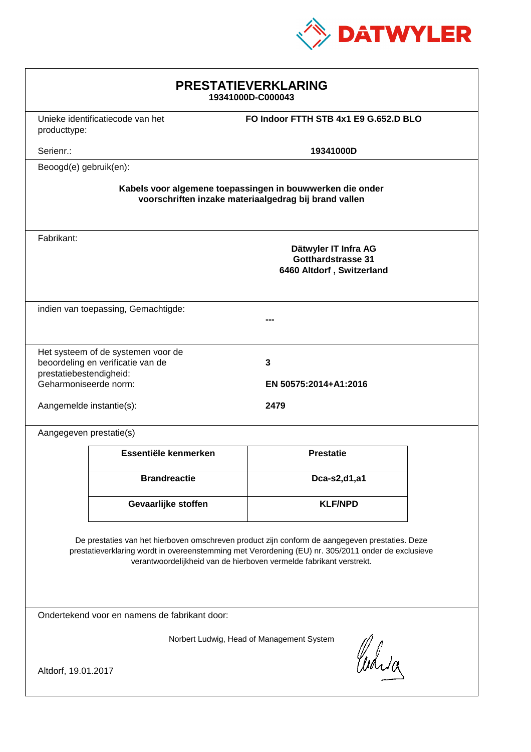DATWYLER

# PRESTATIEVERKLARING

**19341000D-C000043**

Unieke identificatiecode van het producttype: **FO Indoor FTTH STB 4x1 E9 G.652.D BLO**

Serienr.: **19341000D**

Beoogd(e) gebruik(en):

**Kabels voor algemene toepassingen in bouwwerken die onder voorschriften inzake materiaalgedrag bij brand vallen**

Fabrikant:

**Dätwyler IT Infra AG**
**Gotthardstrasse 31**
**6460 Altdorf , Switzerland**

indien van toepassing, Gemachtigde:

**---**

Het systeem of de systemen voor de beoordeling en verificatie van de prestatiebestendigheid: **3**

Geharmoniseerde norm: **EN 50575:2014+A1:2016**

Aangemelde instantie(s): **2479**

Aangegeven prestatie(s)

| Essentiële kenmerken | Prestatie |
| --- | --- |
| **Brandreactie** | **Dca-s2,d1,a1** |
| **Gevaarlijke stoffen** | **KLF/NPD** |

De prestaties van het hierboven omschreven product zijn conform de aangegeven prestaties. Deze prestatieverklaring wordt in overeenstemming met Verordening (EU) nr. 305/2011 onder de exclusieve verantwoordelijkheid van de hierboven vermelde fabrikant verstrekt.

Ondertekend voor en namens de fabrikant door:

Norbert Ludwig, Head of Management System

Altdorf, 19.01.2017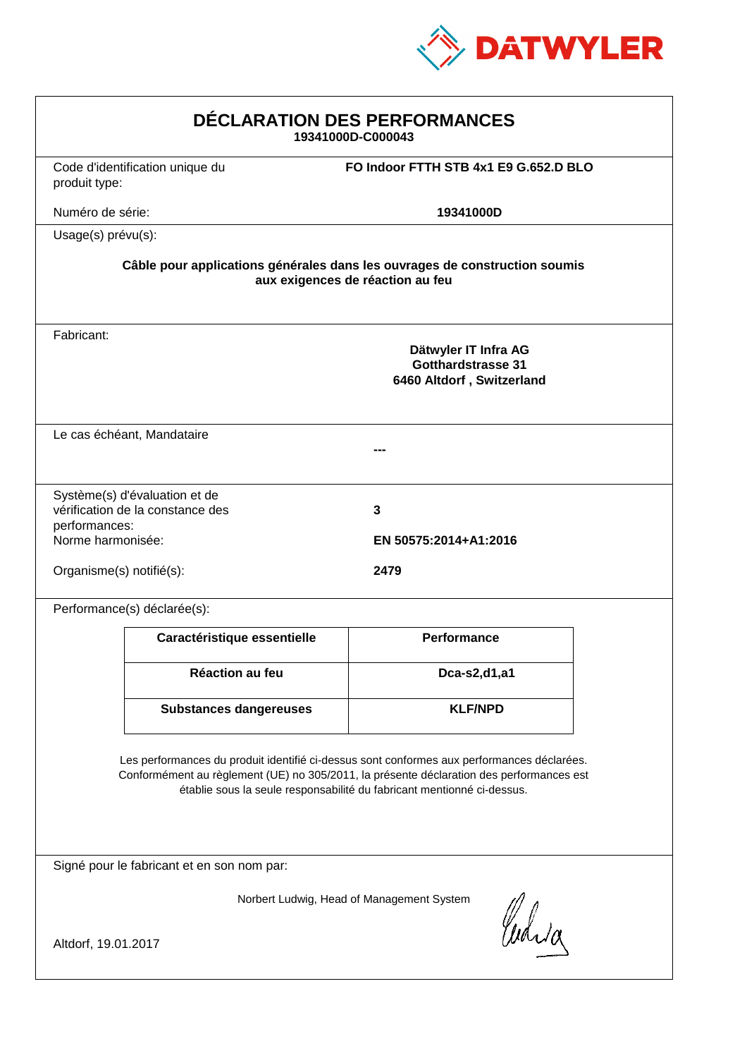DATWYLER

# DÉCLARATION DES PERFORMANCES

**19341000D-C000043**

| | |
|---|---|
| Code d'identification unique du produit type: | **FO Indoor FTTH STB 4x1 E9 G.652.D BLO** |
| Numéro de série: | **19341000D** |

Usage(s) prévu(s):

**Câble pour applications générales dans les ouvrages de construction soumis aux exigences de réaction au feu**

Fabricant:

**Dätwyler IT Infra AG**
**Gotthardstrasse 31**
**6460 Altdorf , Switzerland**

Le cas échéant, Mandataire

**---**

| | |
|---|---|
| Système(s) d'évaluation et de vérification de la constance des performances: | **3** |
| Norme harmonisée: | **EN 50575:2014+A1:2016** |
| Organisme(s) notifié(s): | **2479** |

Performance(s) déclarée(s):

| Caractéristique essentielle | Performance |
|---|---|
| **Réaction au feu** | **Dca-s2,d1,a1** |
| **Substances dangereuses** | **KLF/NPD** |

Les performances du produit identifié ci-dessus sont conformes aux performances déclarées. Conformément au règlement (UE) no 305/2011, la présente déclaration des performances est établie sous la seule responsabilité du fabricant mentionné ci-dessus.

Signé pour le fabricant et en son nom par:

Norbert Ludwig, Head of Management System

Altdorf, 19.01.2017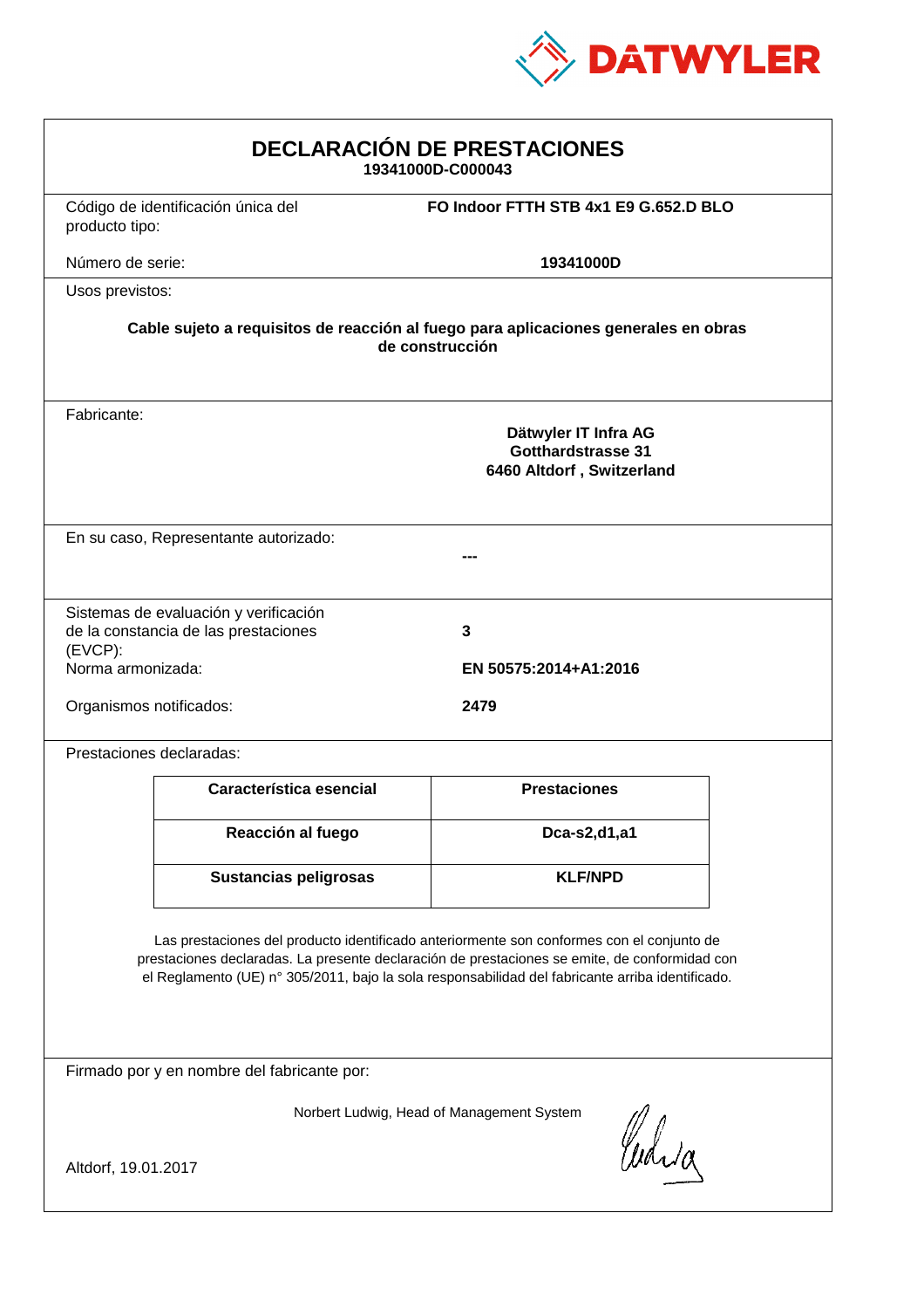DATWYLER

# DECLARACIÓN DE PRESTACIONES

**19341000D-C000043**

Código de identificación única del producto tipo: **FO Indoor FTTH STB 4x1 E9 G.652.D BLO**

Número de serie: **19341000D**

Usos previstos:

**Cable sujeto a requisitos de reacción al fuego para aplicaciones generales en obras de construcción**

Fabricante:

**Dätwyler IT Infra AG**
**Gotthardstrasse 31**
**6460 Altdorf , Switzerland**

En su caso, Representante autorizado: **---**

Sistemas de evaluación y verificación de la constancia de las prestaciones (EVCP): **3**

Norma armonizada: **EN 50575:2014+A1:2016**

Organismos notificados: **2479**

Prestaciones declaradas:

| Característica esencial | Prestaciones |
|---|---|
| Reacción al fuego | Dca-s2,d1,a1 |
| Sustancias peligrosas | KLF/NPD |

Las prestaciones del producto identificado anteriormente son conformes con el conjunto de prestaciones declaradas. La presente declaración de prestaciones se emite, de conformidad con el Reglamento (UE) n° 305/2011, bajo la sola responsabilidad del fabricante arriba identificado.

Firmado por y en nombre del fabricante por:

Norbert Ludwig, Head of Management System

Altdorf, 19.01.2017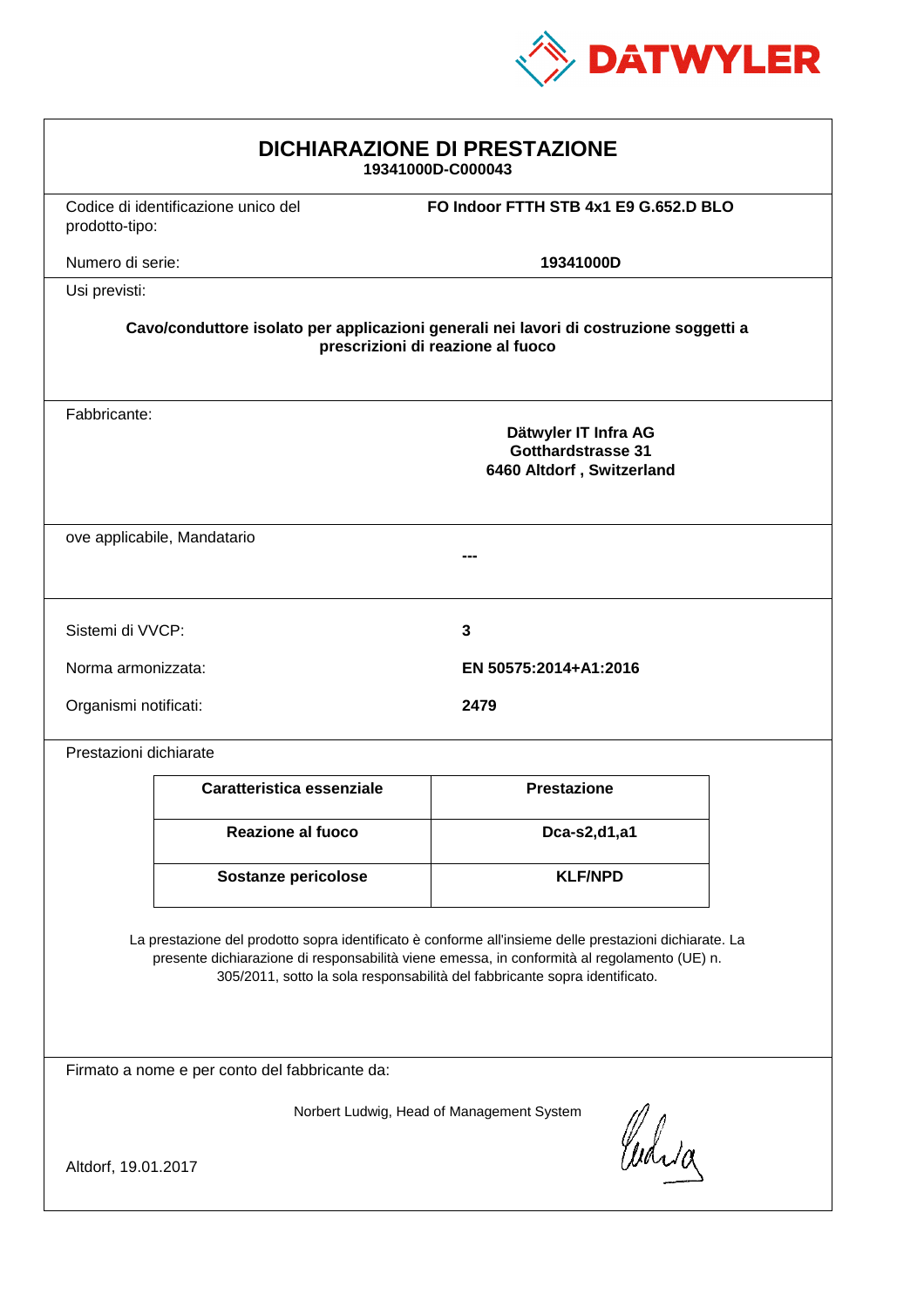# DICHIARAZIONE DI PRESTAZIONE

**19341000D-C000043**

| | |
|---|---|
| Codice di identificazione unico del prodotto-tipo: | **FO Indoor FTTH STB 4x1 E9 G.652.D BLO** |
| Numero di serie: | **19341000D** |

Usi previsti:

**Cavo/conduttore isolato per applicazioni generali nei lavori di costruzione soggetti a prescrizioni di reazione al fuoco**

Fabbricante:

**Dätwyler IT Infra AG**
**Gotthardstrasse 31**
**6460 Altdorf , Switzerland**

ove applicabile, Mandatario

**---**

| | |
|---|---|
| Sistemi di VVCP: | **3** |
| Norma armonizzata: | **EN 50575:2014+A1:2016** |
| Organismi notificati: | **2479** |

Prestazioni dichiarate

| Caratteristica essenziale | Prestazione |
|---|---|
| **Reazione al fuoco** | **Dca-s2,d1,a1** |
| **Sostanze pericolose** | **KLF/NPD** |

La prestazione del prodotto sopra identificato è conforme all'insieme delle prestazioni dichiarate. La presente dichiarazione di responsabilità viene emessa, in conformità al regolamento (UE) n. 305/2011, sotto la sola responsabilità del fabbricante sopra identificato.

Firmato a nome e per conto del fabbricante da:

Norbert Ludwig, Head of Management System

Altdorf, 19.01.2017